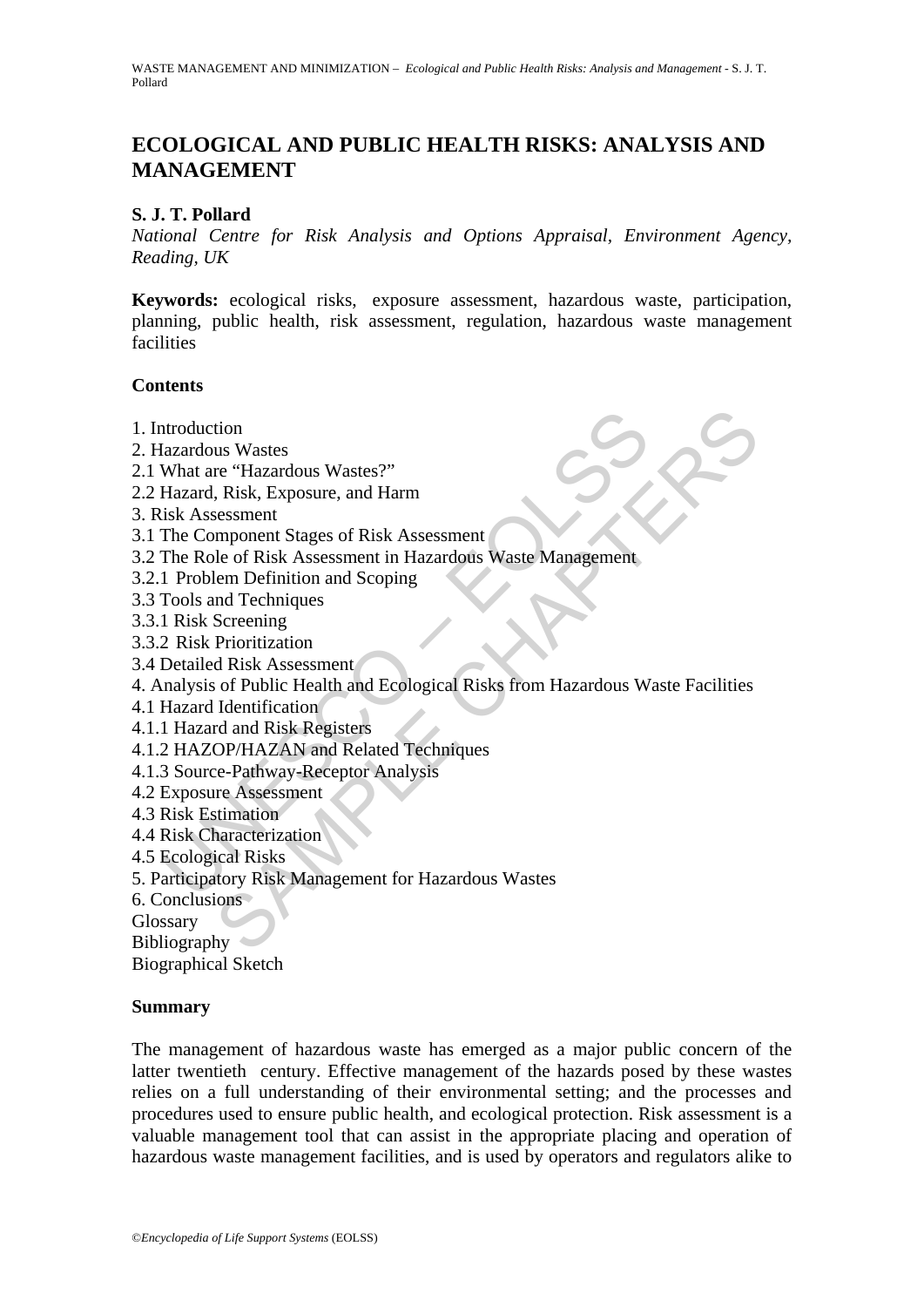# ECOLOGICAL AND PUBLIC HEALTH RISKS: ANALYSIS AND MANAGEMENT

**S. J. T. Pollard**

*National Centre for Risk Analysis and Options Appraisal, Environment Agency, Reading, UK*

**Keywords:** ecological risks, exposure assessment, hazardous waste, participation, planning, public health, risk assessment, regulation, hazardous waste management facilities

**Contents**

1. Introduction
2. Hazardous Wastes
2.1 What are "Hazardous Wastes?"
2.2 Hazard, Risk, Exposure, and Harm
3. Risk Assessment
3.1 The Component Stages of Risk Assessment
3.2 The Role of Risk Assessment in Hazardous Waste Management
3.2.1 Problem Definition and Scoping
3.3 Tools and Techniques
3.3.1 Risk Screening
3.3.2 Risk Prioritization
3.4 Detailed Risk Assessment
4. Analysis of Public Health and Ecological Risks from Hazardous Waste Facilities
4.1 Hazard Identification
4.1.1 Hazard and Risk Registers
4.1.2 HAZOP/HAZAN and Related Techniques
4.1.3 Source-Pathway-Receptor Analysis
4.2 Exposure Assessment
4.3 Risk Estimation
4.4 Risk Characterization
4.5 Ecological Risks
5. Participatory Risk Management for Hazardous Wastes
6. Conclusions
Glossary
Bibliography
Biographical Sketch

**Summary**

The management of hazardous waste has emerged as a major public concern of the latter twentieth century. Effective management of the hazards posed by these wastes relies on a full understanding of their environmental setting; and the processes and procedures used to ensure public health, and ecological protection. Risk assessment is a valuable management tool that can assist in the appropriate placing and operation of hazardous waste management facilities, and is used by operators and regulators alike to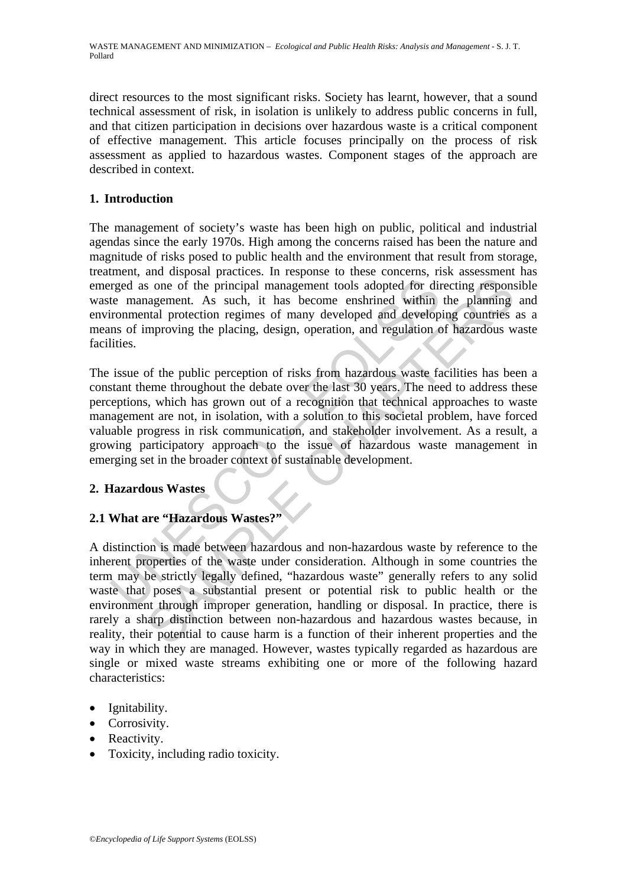direct resources to the most significant risks. Society has learnt, however, that a sound technical assessment of risk, in isolation is unlikely to address public concerns in full, and that citizen participation in decisions over hazardous waste is a critical component of effective management. This article focuses principally on the process of risk assessment as applied to hazardous wastes. Component stages of the approach are described in context.

## 1. Introduction

The management of society's waste has been high on public, political and industrial agendas since the early 1970s. High among the concerns raised has been the nature and magnitude of risks posed to public health and the environment that result from storage, treatment, and disposal practices. In response to these concerns, risk assessment has emerged as one of the principal management tools adopted for directing responsible waste management. As such, it has become enshrined within the planning and environmental protection regimes of many developed and developing countries as a means of improving the placing, design, operation, and regulation of hazardous waste facilities.

The issue of the public perception of risks from hazardous waste facilities has been a constant theme throughout the debate over the last 30 years. The need to address these perceptions, which has grown out of a recognition that technical approaches to waste management are not, in isolation, with a solution to this societal problem, have forced valuable progress in risk communication, and stakeholder involvement. As a result, a growing participatory approach to the issue of hazardous waste management in emerging set in the broader context of sustainable development.

## 2. Hazardous Wastes

### 2.1 What are "Hazardous Wastes?"

A distinction is made between hazardous and non-hazardous waste by reference to the inherent properties of the waste under consideration. Although in some countries the term may be strictly legally defined, "hazardous waste" generally refers to any solid waste that poses a substantial present or potential risk to public health or the environment through improper generation, handling or disposal. In practice, there is rarely a sharp distinction between non-hazardous and hazardous wastes because, in reality, their potential to cause harm is a function of their inherent properties and the way in which they are managed. However, wastes typically regarded as hazardous are single or mixed waste streams exhibiting one or more of the following hazard characteristics:

- Ignitability.
- Corrosivity.
- Reactivity.
- Toxicity, including radio toxicity.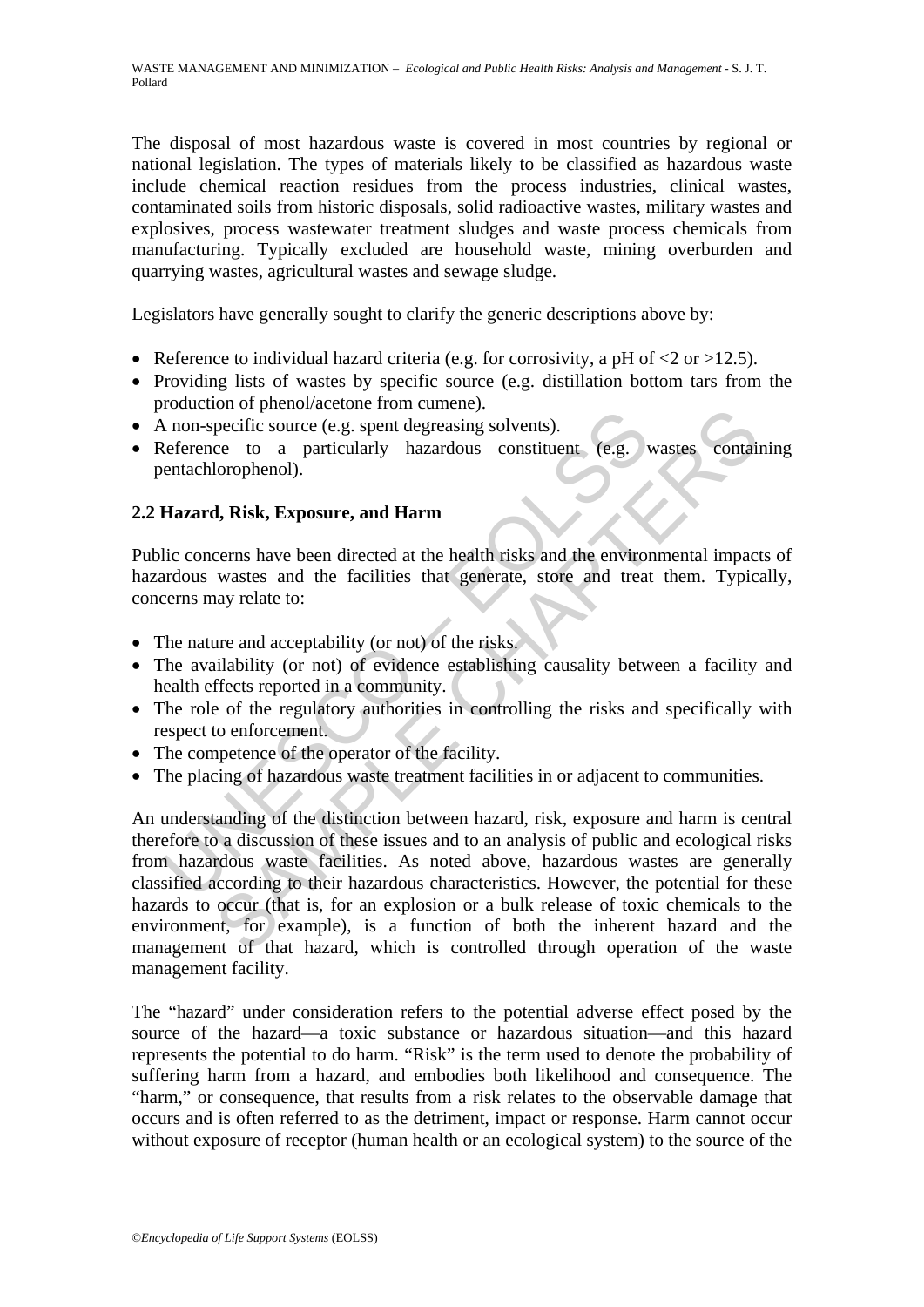The disposal of most hazardous waste is covered in most countries by regional or national legislation. The types of materials likely to be classified as hazardous waste include chemical reaction residues from the process industries, clinical wastes, contaminated soils from historic disposals, solid radioactive wastes, military wastes and explosives, process wastewater treatment sludges and waste process chemicals from manufacturing. Typically excluded are household waste, mining overburden and quarrying wastes, agricultural wastes and sewage sludge.

Legislators have generally sought to clarify the generic descriptions above by:

- Reference to individual hazard criteria (e.g. for corrosivity, a pH of <2 or >12.5).
- Providing lists of wastes by specific source (e.g. distillation bottom tars from the production of phenol/acetone from cumene).
- A non-specific source (e.g. spent degreasing solvents).
- Reference to a particularly hazardous constituent (e.g. wastes containing pentachlorophenol).

## 2.2 Hazard, Risk, Exposure, and Harm

Public concerns have been directed at the health risks and the environmental impacts of hazardous wastes and the facilities that generate, store and treat them. Typically, concerns may relate to:

- The nature and acceptability (or not) of the risks.
- The availability (or not) of evidence establishing causality between a facility and health effects reported in a community.
- The role of the regulatory authorities in controlling the risks and specifically with respect to enforcement.
- The competence of the operator of the facility.
- The placing of hazardous waste treatment facilities in or adjacent to communities.

An understanding of the distinction between hazard, risk, exposure and harm is central therefore to a discussion of these issues and to an analysis of public and ecological risks from hazardous waste facilities. As noted above, hazardous wastes are generally classified according to their hazardous characteristics. However, the potential for these hazards to occur (that is, for an explosion or a bulk release of toxic chemicals to the environment, for example), is a function of both the inherent hazard and the management of that hazard, which is controlled through operation of the waste management facility.

The "hazard" under consideration refers to the potential adverse effect posed by the source of the hazard—a toxic substance or hazardous situation—and this hazard represents the potential to do harm. "Risk" is the term used to denote the probability of suffering harm from a hazard, and embodies both likelihood and consequence. The "harm," or consequence, that results from a risk relates to the observable damage that occurs and is often referred to as the detriment, impact or response. Harm cannot occur without exposure of receptor (human health or an ecological system) to the source of the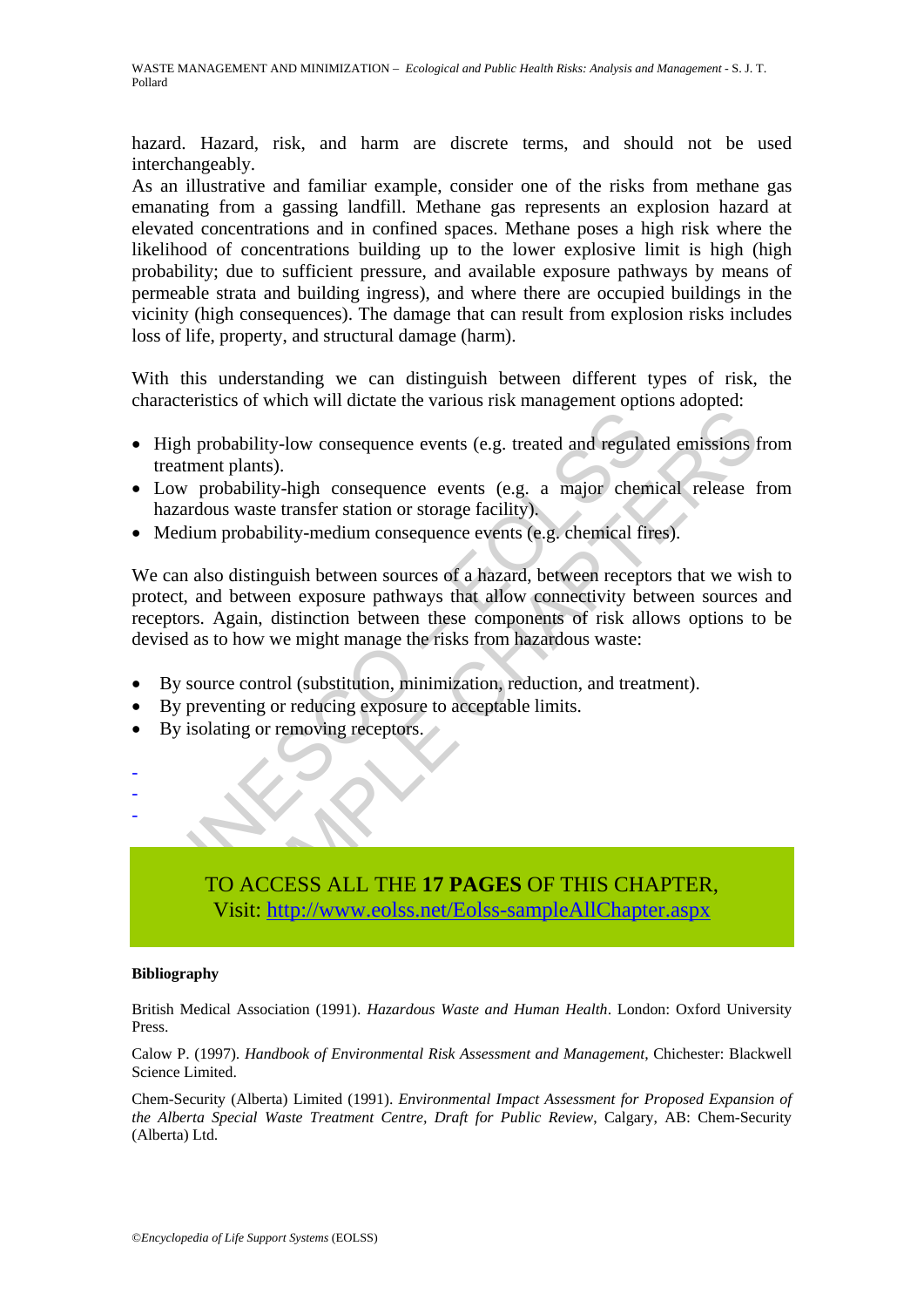hazard. Hazard, risk, and harm are discrete terms, and should not be used interchangeably.

As an illustrative and familiar example, consider one of the risks from methane gas emanating from a gassing landfill. Methane gas represents an explosion hazard at elevated concentrations and in confined spaces. Methane poses a high risk where the likelihood of concentrations building up to the lower explosive limit is high (high probability; due to sufficient pressure, and available exposure pathways by means of permeable strata and building ingress), and where there are occupied buildings in the vicinity (high consequences). The damage that can result from explosion risks includes loss of life, property, and structural damage (harm).

With this understanding we can distinguish between different types of risk, the characteristics of which will dictate the various risk management options adopted:

- High probability-low consequence events (e.g. treated and regulated emissions from treatment plants).
- Low probability-high consequence events (e.g. a major chemical release from hazardous waste transfer station or storage facility).
- Medium probability-medium consequence events (e.g. chemical fires).

We can also distinguish between sources of a hazard, between receptors that we wish to protect, and between exposure pathways that allow connectivity between sources and receptors. Again, distinction between these components of risk allows options to be devised as to how we might manage the risks from hazardous waste:

- By source control (substitution, minimization, reduction, and treatment).
- By preventing or reducing exposure to acceptable limits.
- By isolating or removing receptors.

-
-
-

TO ACCESS ALL THE **17 PAGES** OF THIS CHAPTER,
Visit: http://www.eolss.net/Eolss-sampleAllChapter.aspx

**Bibliography**

British Medical Association (1991). *Hazardous Waste and Human Health*. London: Oxford University Press.

Calow P. (1997). *Handbook of Environmental Risk Assessment and Management*, Chichester: Blackwell Science Limited.

Chem-Security (Alberta) Limited (1991). *Environmental Impact Assessment for Proposed Expansion of the Alberta Special Waste Treatment Centre, Draft for Public Review*, Calgary, AB: Chem-Security (Alberta) Ltd.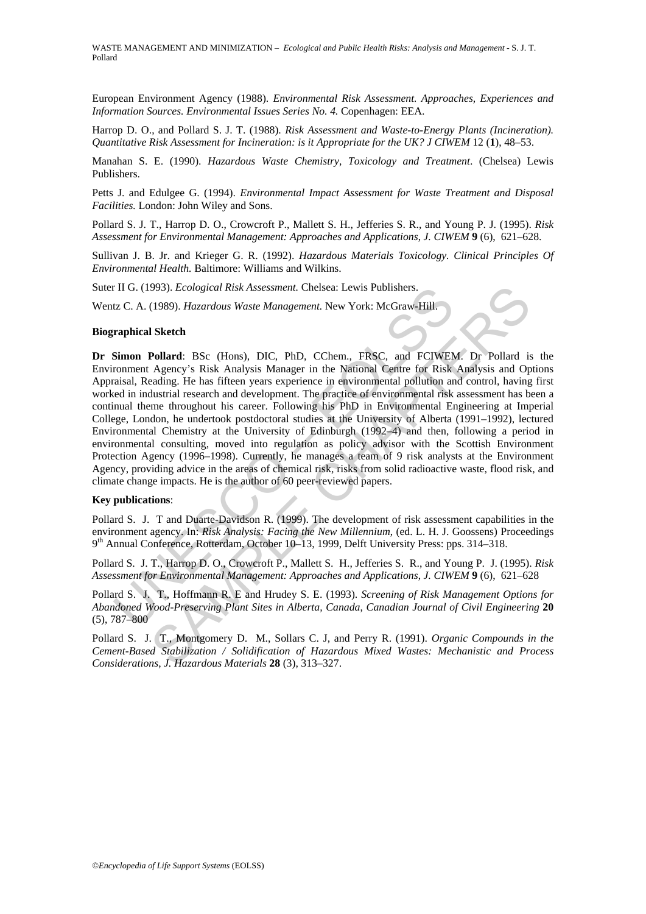European Environment Agency (1988). *Environmental Risk Assessment. Approaches, Experiences and Information Sources. Environmental Issues Series No. 4.* Copenhagen: EEA.

Harrop D. O., and Pollard S. J. T. (1988). *Risk Assessment and Waste-to-Energy Plants (Incineration). Quantitative Risk Assessment for Incineration: is it Appropriate for the UK? J CIWEM* 12 (**1**), 48–53.

Manahan S. E. (1990). *Hazardous Waste Chemistry, Toxicology and Treatment*. (Chelsea) Lewis Publishers.

Petts J. and Edulgee G. (1994). *Environmental Impact Assessment for Waste Treatment and Disposal Facilities.* London: John Wiley and Sons.

Pollard S. J. T., Harrop D. O., Crowcroft P., Mallett S. H., Jefferies S. R., and Young P. J. (1995). *Risk Assessment for Environmental Management: Approaches and Applications, J. CIWEM* **9** (6), 621–628.

Sullivan J. B. Jr. and Krieger G. R. (1992). *Hazardous Materials Toxicology. Clinical Principles Of Environmental Health.* Baltimore: Williams and Wilkins.

Suter II G. (1993). *Ecological Risk Assessment.* Chelsea: Lewis Publishers.

Wentz C. A. (1989). *Hazardous Waste Management.* New York: McGraw-Hill.

**Biographical Sketch**

**Dr Simon Pollard**: BSc (Hons), DIC, PhD, CChem., FRSC, and FCIWEM. Dr Pollard is the Environment Agency's Risk Analysis Manager in the National Centre for Risk Analysis and Options Appraisal, Reading. He has fifteen years experience in environmental pollution and control, having first worked in industrial research and development. The practice of environmental risk assessment has been a continual theme throughout his career. Following his PhD in Environmental Engineering at Imperial College, London, he undertook postdoctoral studies at the University of Alberta (1991–1992), lectured Environmental Chemistry at the University of Edinburgh (1992–4) and then, following a period in environmental consulting, moved into regulation as policy advisor with the Scottish Environment Protection Agency (1996–1998). Currently, he manages a team of 9 risk analysts at the Environment Agency, providing advice in the areas of chemical risk, risks from solid radioactive waste, flood risk, and climate change impacts. He is the author of 60 peer-reviewed papers.

**Key publications**:

Pollard S. J. T and Duarte-Davidson R. (1999). The development of risk assessment capabilities in the environment agency. In: *Risk Analysis: Facing the New Millennium*, (ed. L. H. J. Goossens) Proceedings 9th Annual Conference, Rotterdam, October 10–13, 1999, Delft University Press: pps. 314–318.

Pollard S. J. T., Harrop D. O., Crowcroft P., Mallett S. H., Jefferies S. R., and Young P. J. (1995). *Risk Assessment for Environmental Management: Approaches and Applications, J. CIWEM* **9** (6), 621–628

Pollard S. J. T., Hoffmann R. E and Hrudey S. E. (1993). *Screening of Risk Management Options for Abandoned Wood-Preserving Plant Sites in Alberta, Canada, Canadian Journal of Civil Engineering* **20** (5), 787–800

Pollard S. J. T., Montgomery D. M., Sollars C. J, and Perry R. (1991). *Organic Compounds in the Cement-Based Stabilization / Solidification of Hazardous Mixed Wastes: Mechanistic and Process Considerations, J. Hazardous Materials* **28** (3), 313–327.